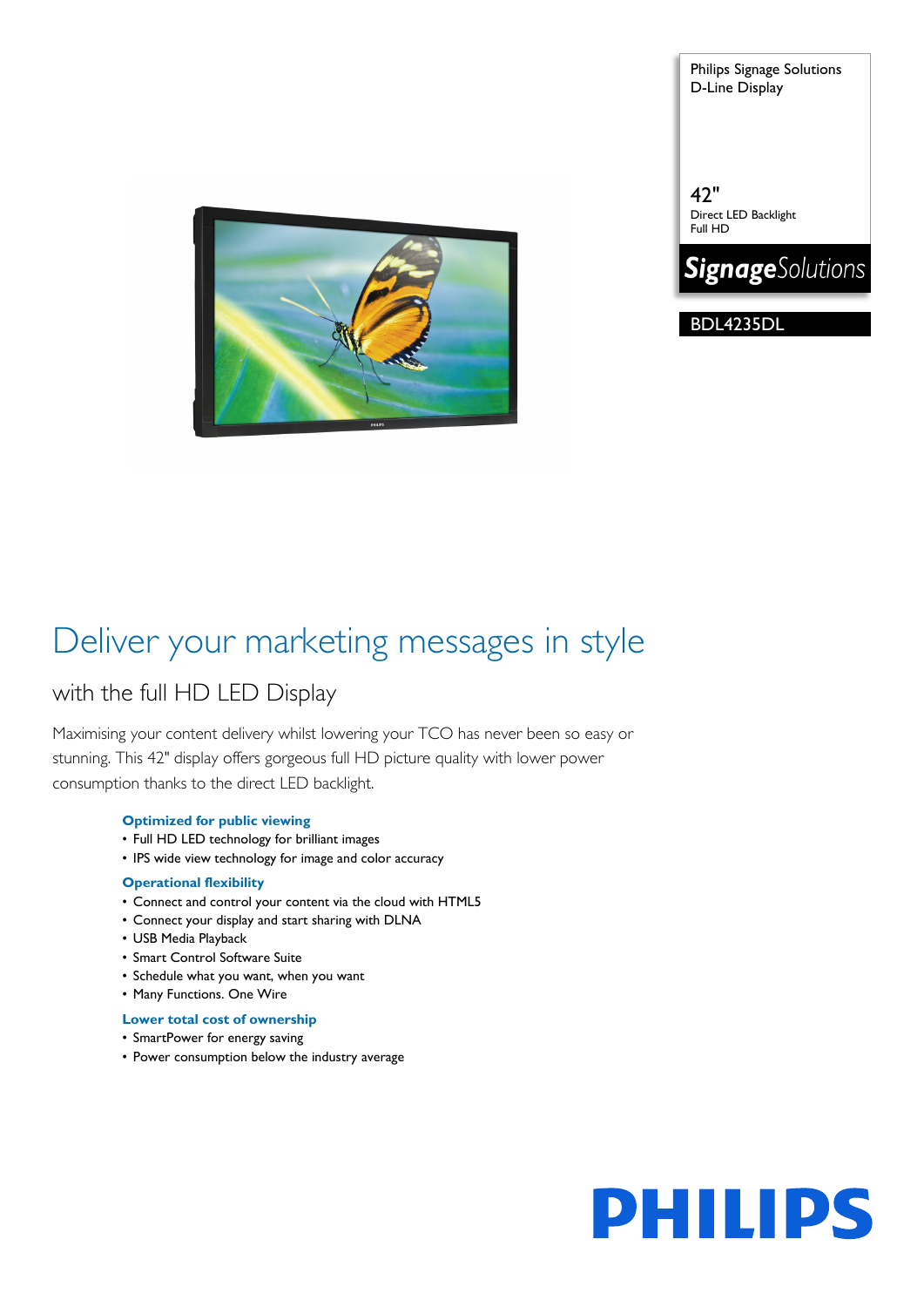Philips Signage Solutions
D-Line Display

42"
Direct LED Backlight
Full HD

SignageSolutions

BDL4235DL

# Deliver your marketing messages in style

## with the full HD LED Display

Maximising your content delivery whilst lowering your TCO has never been so easy or stunning. This 42" display offers gorgeous full HD picture quality with lower power consumption thanks to the direct LED backlight.

### Optimized for public viewing

- Full HD LED technology for brilliant images
- IPS wide view technology for image and color accuracy

### Operational flexibility

- Connect and control your content via the cloud with HTML5
- Connect your display and start sharing with DLNA
- USB Media Playback
- Smart Control Software Suite
- Schedule what you want, when you want
- Many Functions. One Wire

### Lower total cost of ownership

- SmartPower for energy saving
- Power consumption below the industry average

PHILIPS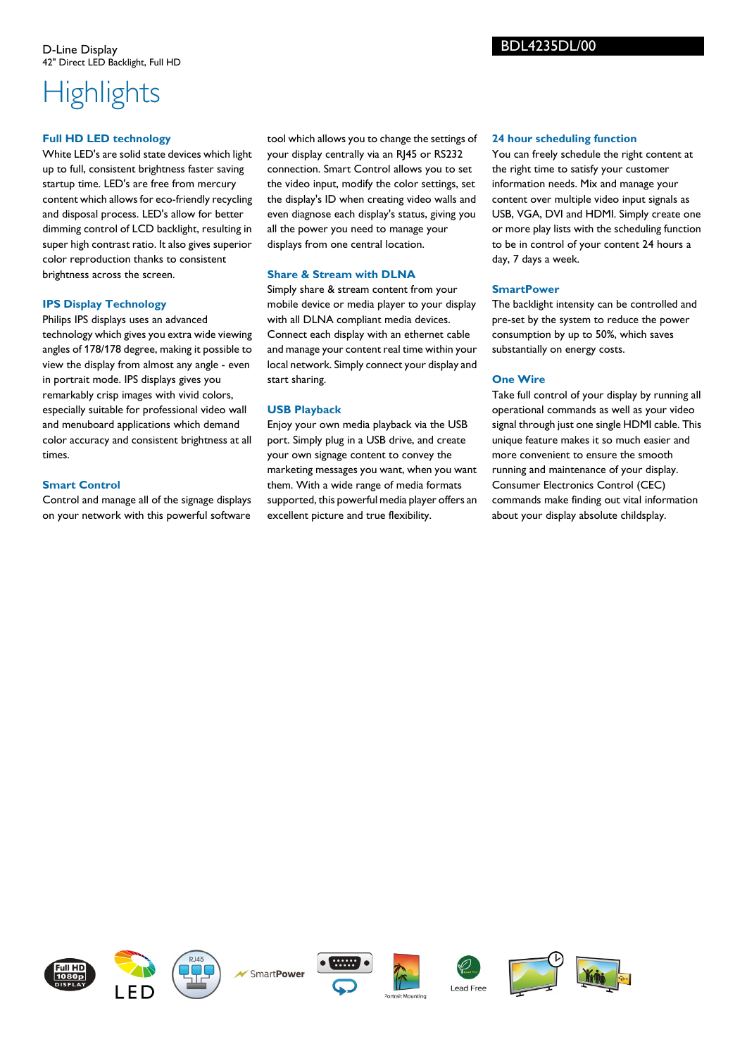D-Line Display
42" Direct LED Backlight, Full HD

BDL4235DL/00

# Highlights

### Full HD LED technology

White LED's are solid state devices which light up to full, consistent brightness faster saving startup time. LED's are free from mercury content which allows for eco-friendly recycling and disposal process. LED's allow for better dimming control of LCD backlight, resulting in super high contrast ratio. It also gives superior color reproduction thanks to consistent brightness across the screen.

### IPS Display Technology

Philips IPS displays uses an advanced technology which gives you extra wide viewing angles of 178/178 degree, making it possible to view the display from almost any angle - even in portrait mode. IPS displays gives you remarkably crisp images with vivid colors, especially suitable for professional video wall and menuboard applications which demand color accuracy and consistent brightness at all times.

### Smart Control

Control and manage all of the signage displays on your network with this powerful software tool which allows you to change the settings of your display centrally via an RJ45 or RS232 connection. Smart Control allows you to set the video input, modify the color settings, set the display's ID when creating video walls and even diagnose each display's status, giving you all the power you need to manage your displays from one central location.

### Share & Stream with DLNA

Simply share & stream content from your mobile device or media player to your display with all DLNA compliant media devices. Connect each display with an ethernet cable and manage your content real time within your local network. Simply connect your display and start sharing.

### USB Playback

Enjoy your own media playback via the USB port. Simply plug in a USB drive, and create your own signage content to convey the marketing messages you want, when you want them. With a wide range of media formats supported, this powerful media player offers an excellent picture and true flexibility.

### 24 hour scheduling function

You can freely schedule the right content at the right time to satisfy your customer information needs. Mix and manage your content over multiple video input signals as USB, VGA, DVI and HDMI. Simply create one or more play lists with the scheduling function to be in control of your content 24 hours a day, 7 days a week.

### SmartPower

The backlight intensity can be controlled and pre-set by the system to reduce the power consumption by up to 50%, which saves substantially on energy costs.

### One Wire

Take full control of your display by running all operational commands as well as your video signal through just one single HDMI cable. This unique feature makes it so much easier and more convenient to ensure the smooth running and maintenance of your display. Consumer Electronics Control (CEC) commands make finding out vital information about your display absolute childsplay.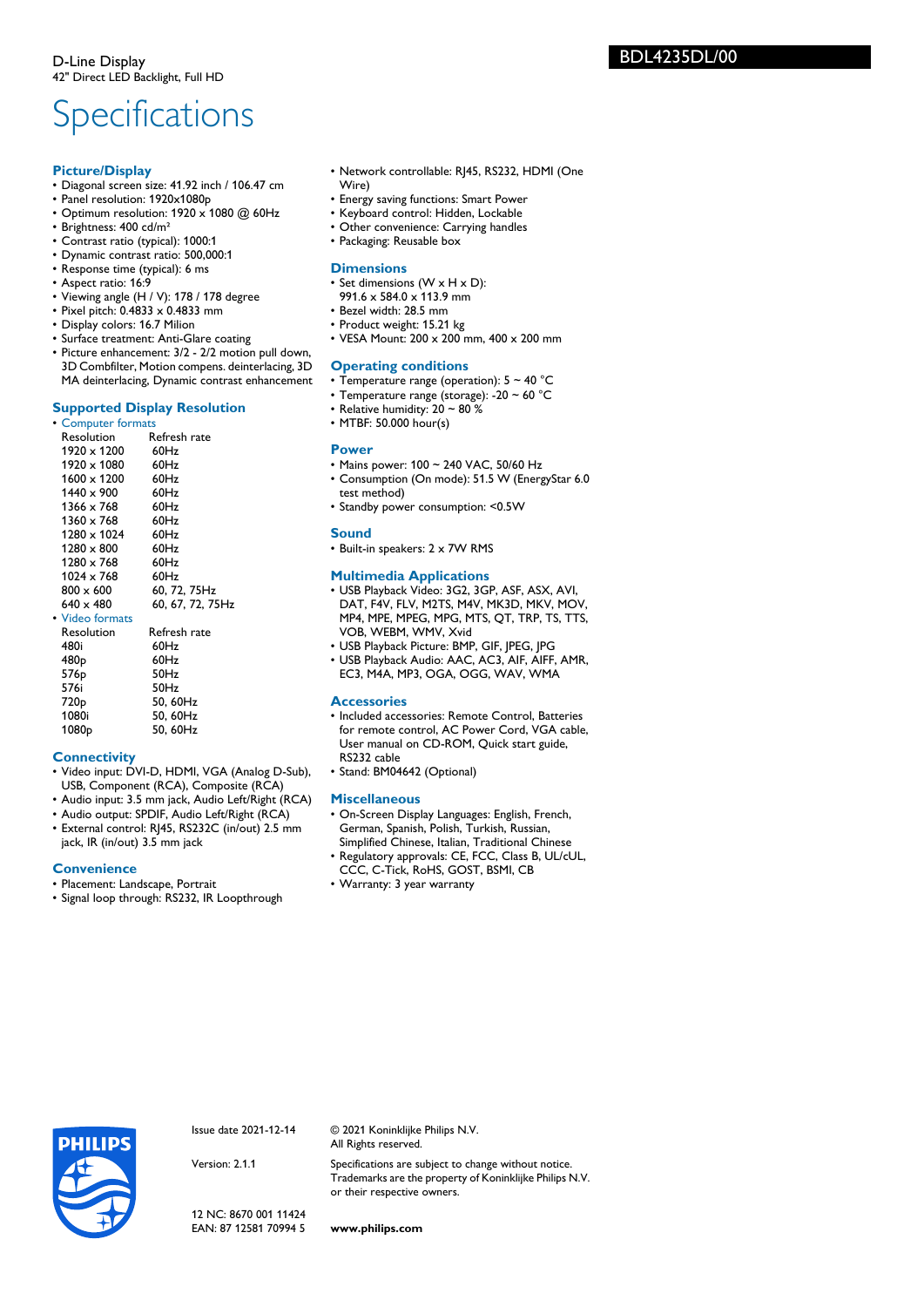D-Line Display
42" Direct LED Backlight, Full HD

BDL4235DL/00

# Specifications

## Picture/Display

- Diagonal screen size: 41.92 inch / 106.47 cm
- Panel resolution: 1920x1080p
- Optimum resolution: 1920 x 1080 @ 60Hz
- Brightness: 400 cd/m²
- Contrast ratio (typical): 1000:1
- Dynamic contrast ratio: 500,000:1
- Response time (typical): 6 ms
- Aspect ratio: 16:9
- Viewing angle (H / V): 178 / 178 degree
- Pixel pitch: 0.4833 x 0.4833 mm
- Display colors: 16.7 Milion
- Surface treatment: Anti-Glare coating
- Picture enhancement: 3/2 - 2/2 motion pull down, 3D Combfilter, Motion compens. deinterlacing, 3D MA deinterlacing, Dynamic contrast enhancement

## Supported Display Resolution

- Computer formats

| Resolution | Refresh rate |
|---|---|
| 1920 x 1200 | 60Hz |
| 1920 x 1080 | 60Hz |
| 1600 x 1200 | 60Hz |
| 1440 x 900 | 60Hz |
| 1366 x 768 | 60Hz |
| 1360 x 768 | 60Hz |
| 1280 x 1024 | 60Hz |
| 1280 x 800 | 60Hz |
| 1280 x 768 | 60Hz |
| 1024 x 768 | 60Hz |
| 800 x 600 | 60, 72, 75Hz |
| 640 x 480 | 60, 67, 72, 75Hz |

- Video formats

| Resolution | Refresh rate |
|---|---|
| 480i | 60Hz |
| 480p | 60Hz |
| 576p | 50Hz |
| 576i | 50Hz |
| 720p | 50, 60Hz |
| 1080i | 50, 60Hz |
| 1080p | 50, 60Hz |

## Connectivity

- Video input: DVI-D, HDMI, VGA (Analog D-Sub), USB, Component (RCA), Composite (RCA)
- Audio input: 3.5 mm jack, Audio Left/Right (RCA)
- Audio output: SPDIF, Audio Left/Right (RCA)
- External control: RJ45, RS232C (in/out) 2.5 mm jack, IR (in/out) 3.5 mm jack

## Convenience

- Placement: Landscape, Portrait
- Signal loop through: RS232, IR Loopthrough
- Network controllable: RJ45, RS232, HDMI (One Wire)
- Energy saving functions: Smart Power
- Keyboard control: Hidden, Lockable
- Other convenience: Carrying handles
- Packaging: Reusable box

## Dimensions

- Set dimensions (W x H x D): 991.6 x 584.0 x 113.9 mm
- Bezel width: 28.5 mm
- Product weight: 15.21 kg
- VESA Mount: 200 x 200 mm, 400 x 200 mm

## Operating conditions

- Temperature range (operation): 5 ~ 40 °C
- Temperature range (storage): -20 ~ 60 °C
- Relative humidity: 20 ~ 80 %
- MTBF: 50.000 hour(s)

## Power

- Mains power: 100 ~ 240 VAC, 50/60 Hz
- Consumption (On mode): 51.5 W (EnergyStar 6.0 test method)
- Standby power consumption: <0.5W

## Sound

- Built-in speakers: 2 x 7W RMS

## Multimedia Applications

- USB Playback Video: 3G2, 3GP, ASF, ASX, AVI, DAT, F4V, FLV, M2TS, M4V, MK3D, MKV, MOV, MP4, MPE, MPEG, MPG, MTS, QT, TRP, TS, TTS, VOB, WEBM, WMV, Xvid
- USB Playback Picture: BMP, GIF, JPEG, JPG
- USB Playback Audio: AAC, AC3, AIF, AIFF, AMR, EC3, M4A, MP3, OGA, OGG, WAV, WMA

## Accessories

- Included accessories: Remote Control, Batteries for remote control, AC Power Cord, VGA cable, User manual on CD-ROM, Quick start guide, RS232 cable
- Stand: BM04642 (Optional)

## Miscellaneous

- On-Screen Display Languages: English, French, German, Spanish, Polish, Turkish, Russian, Simplified Chinese, Italian, Traditional Chinese
- Regulatory approvals: CE, FCC, Class B, UL/cUL, CCC, C-Tick, RoHS, GOST, BSMI, CB
- Warranty: 3 year warranty

Issue date 2021-12-14

Version: 2.1.1

12 NC: 8670 001 11424
EAN: 87 12581 70994 5

© 2021 Koninklijke Philips N.V.
All Rights reserved.

Specifications are subject to change without notice. Trademarks are the property of Koninklijke Philips N.V. or their respective owners.

**www.philips.com**